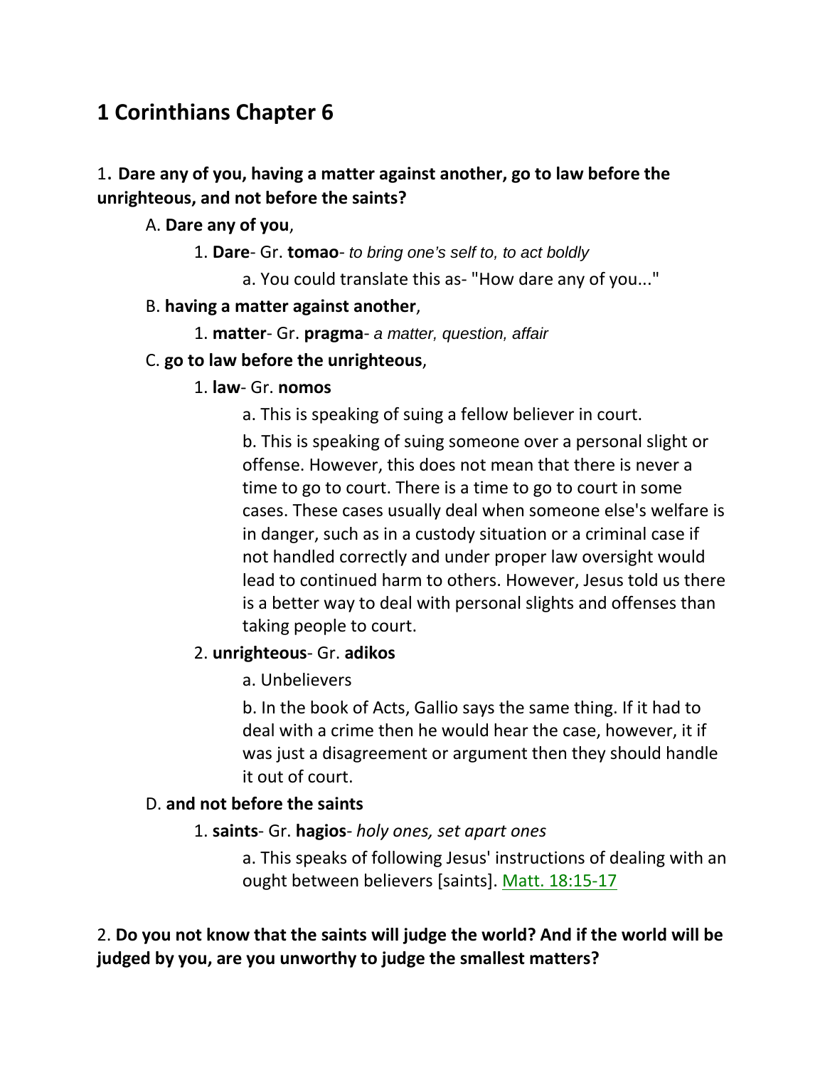# 1 Corinthians Chapter 6

1. **Dare any of you, having a matter against another, go to law before the unrighteous, and not before the saints?**

A. **Dare any of you**,

1. **Dare**- Gr. **tomao**- *to bring one's self to, to act boldly*

a. You could translate this as- "How dare any of you..."

B. **having a matter against another**,

1. **matter**- Gr. **pragma**- *a matter, question, affair*

C. **go to law before the unrighteous**,

1. **law**- Gr. **nomos**

a. This is speaking of suing a fellow believer in court.

b. This is speaking of suing someone over a personal slight or offense. However, this does not mean that there is never a time to go to court. There is a time to go to court in some cases. These cases usually deal when someone else's welfare is in danger, such as in a custody situation or a criminal case if not handled correctly and under proper law oversight would lead to continued harm to others. However, Jesus told us there is a better way to deal with personal slights and offenses than taking people to court.

2. **unrighteous**- Gr. **adikos**

a. Unbelievers

b. In the book of Acts, Gallio says the same thing. If it had to deal with a crime then he would hear the case, however, it if was just a disagreement or argument then they should handle it out of court.

D. **and not before the saints**

1. **saints**- Gr. **hagios**- *holy ones, set apart ones*

a. This speaks of following Jesus' instructions of dealing with an ought between believers [saints]. Matt. 18:15-17

2. **Do you not know that the saints will judge the world? And if the world will be judged by you, are you unworthy to judge the smallest matters?**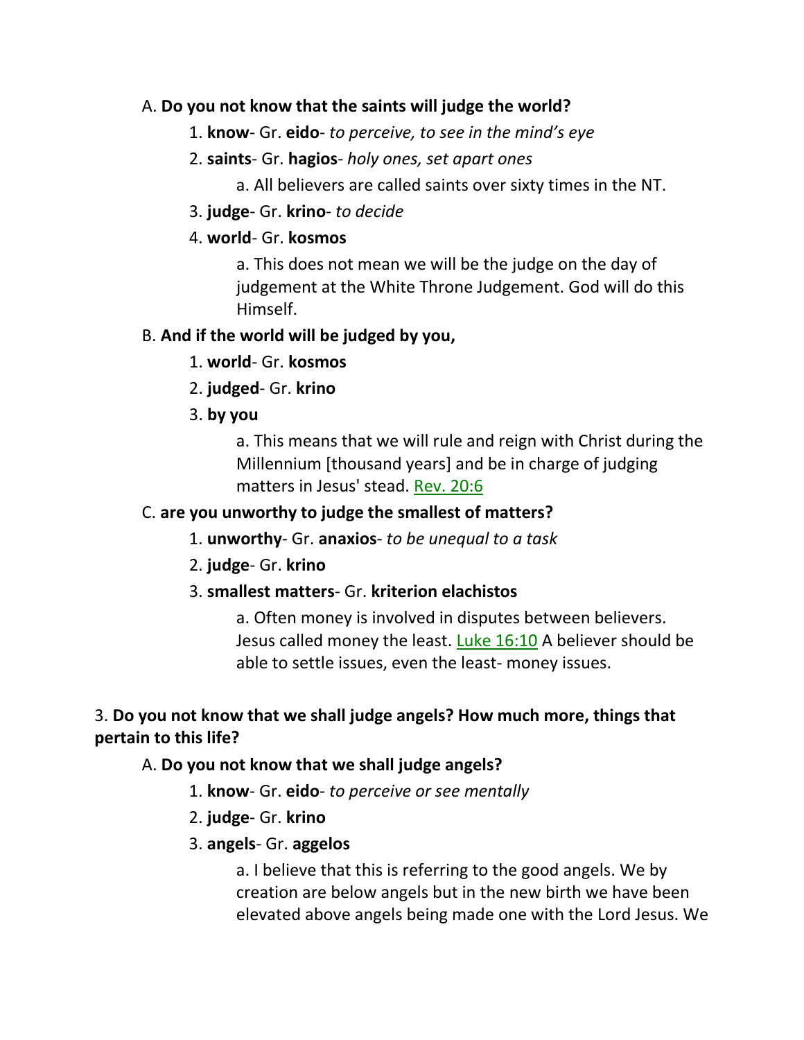A. **Do you not know that the saints will judge the world?**

1. **know**- Gr. **eido**- *to perceive, to see in the mind's eye*
2. **saints**- Gr. **hagios**- *holy ones, set apart ones*
    a. All believers are called saints over sixty times in the NT.
3. **judge**- Gr. **krino**- *to decide*
4. **world**- Gr. **kosmos**
    a. This does not mean we will be the judge on the day of judgement at the White Throne Judgement. God will do this Himself.

B. **And if the world will be judged by you,**

1. **world**- Gr. **kosmos**
2. **judged**- Gr. **krino**
3. **by you**
    a. This means that we will rule and reign with Christ during the Millennium [thousand years] and be in charge of judging matters in Jesus' stead. Rev. 20:6

C. **are you unworthy to judge the smallest of matters?**

1. **unworthy**- Gr. **anaxios**- *to be unequal to a task*
2. **judge**- Gr. **krino**
3. **smallest matters**- Gr. **kriterion elachistos**
    a. Often money is involved in disputes between believers. Jesus called money the least. Luke 16:10 A believer should be able to settle issues, even the least- money issues.

3. **Do you not know that we shall judge angels? How much more, things that pertain to this life?**

A. **Do you not know that we shall judge angels?**

1. **know**- Gr. **eido**- *to perceive or see mentally*
2. **judge**- Gr. **krino**
3. **angels**- Gr. **aggelos**
    a. I believe that this is referring to the good angels. We by creation are below angels but in the new birth we have been elevated above angels being made one with the Lord Jesus. We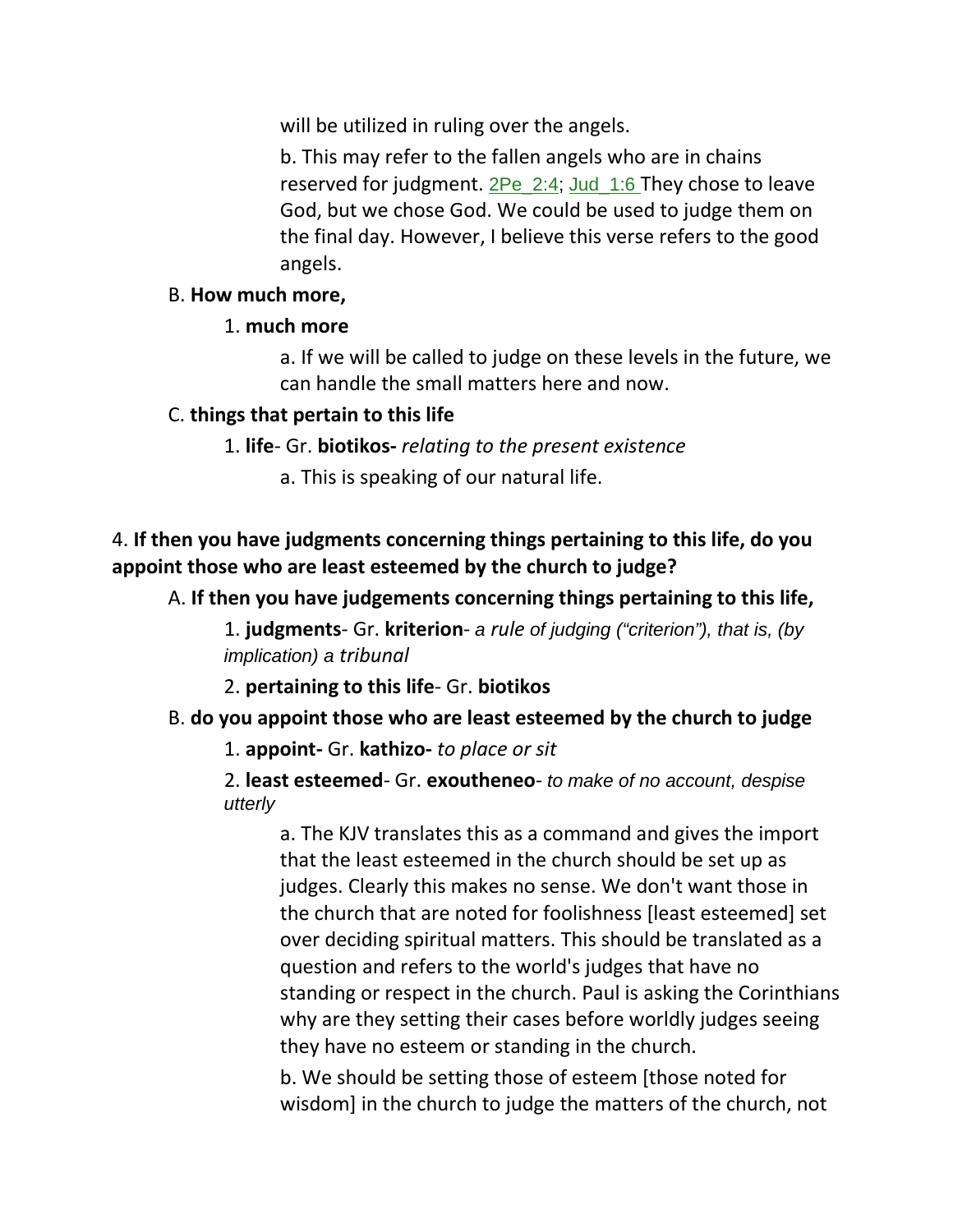will be utilized in ruling over the angels.

b. This may refer to the fallen angels who are in chains reserved for judgment. 2Pe_2:4; Jud_1:6 They chose to leave God, but we chose God. We could be used to judge them on the final day. However, I believe this verse refers to the good angels.

B. **How much more,**

1. **much more**

a. If we will be called to judge on these levels in the future, we can handle the small matters here and now.

C. **things that pertain to this life**

1. **life**- Gr. **biotikos-** *relating to the present existence*

a. This is speaking of our natural life.

4. **If then you have judgments concerning things pertaining to this life, do you appoint those who are least esteemed by the church to judge?**

A. **If then you have judgements concerning things pertaining to this life,**

1. **judgments**- Gr. **kriterion**- *a rule of judging ("criterion"), that is, (by implication) a tribunal*

2. **pertaining to this life**- Gr. **biotikos**

B. **do you appoint those who are least esteemed by the church to judge**

1. **appoint-** Gr. **kathizo-** *to place or sit*

2. **least esteemed**- Gr. **exoutheneo**- *to make of no account, despise utterly*

a. The KJV translates this as a command and gives the import that the least esteemed in the church should be set up as judges. Clearly this makes no sense. We don't want those in the church that are noted for foolishness [least esteemed] set over deciding spiritual matters. This should be translated as a question and refers to the world's judges that have no standing or respect in the church. Paul is asking the Corinthians why are they setting their cases before worldly judges seeing they have no esteem or standing in the church.

b. We should be setting those of esteem [those noted for wisdom] in the church to judge the matters of the church, not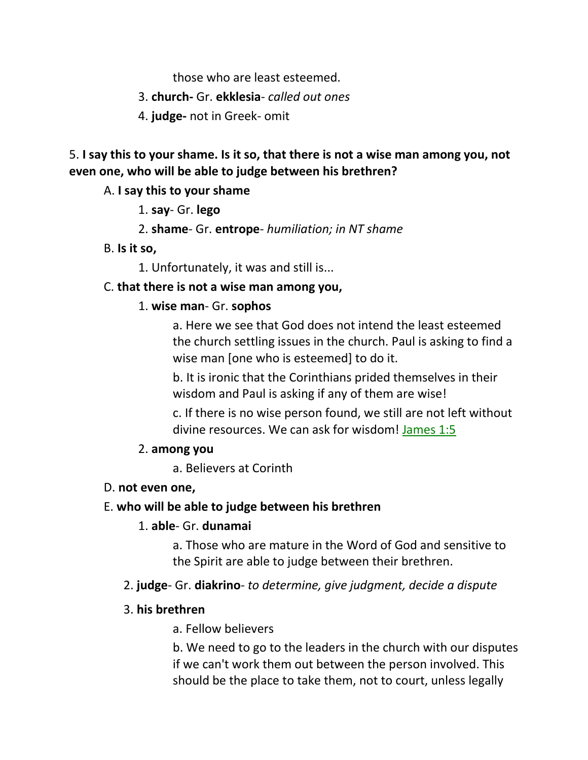those who are least esteemed.

3. **church-** Gr. **ekklesia**- *called out ones*

4. **judge-** not in Greek- omit

5. **I say this to your shame. Is it so, that there is not a wise man among you, not even one, who will be able to judge between his brethren?**

A. **I say this to your shame**

1. **say**- Gr. **lego**

2. **shame**- Gr. **entrope**- *humiliation; in NT shame*

B. **Is it so,**

1. Unfortunately, it was and still is...

C. **that there is not a wise man among you,**

1. **wise man**- Gr. **sophos**

a. Here we see that God does not intend the least esteemed the church settling issues in the church. Paul is asking to find a wise man [one who is esteemed] to do it.

b. It is ironic that the Corinthians prided themselves in their wisdom and Paul is asking if any of them are wise!

c. If there is no wise person found, we still are not left without divine resources. We can ask for wisdom! James 1:5

2. **among you**

a. Believers at Corinth

D. **not even one,**

E. **who will be able to judge between his brethren**

1. **able**- Gr. **dunamai**

a. Those who are mature in the Word of God and sensitive to the Spirit are able to judge between their brethren.

2. **judge**- Gr. **diakrino**- *to determine, give judgment, decide a dispute*

3. **his brethren**

a. Fellow believers

b. We need to go to the leaders in the church with our disputes if we can't work them out between the person involved. This should be the place to take them, not to court, unless legally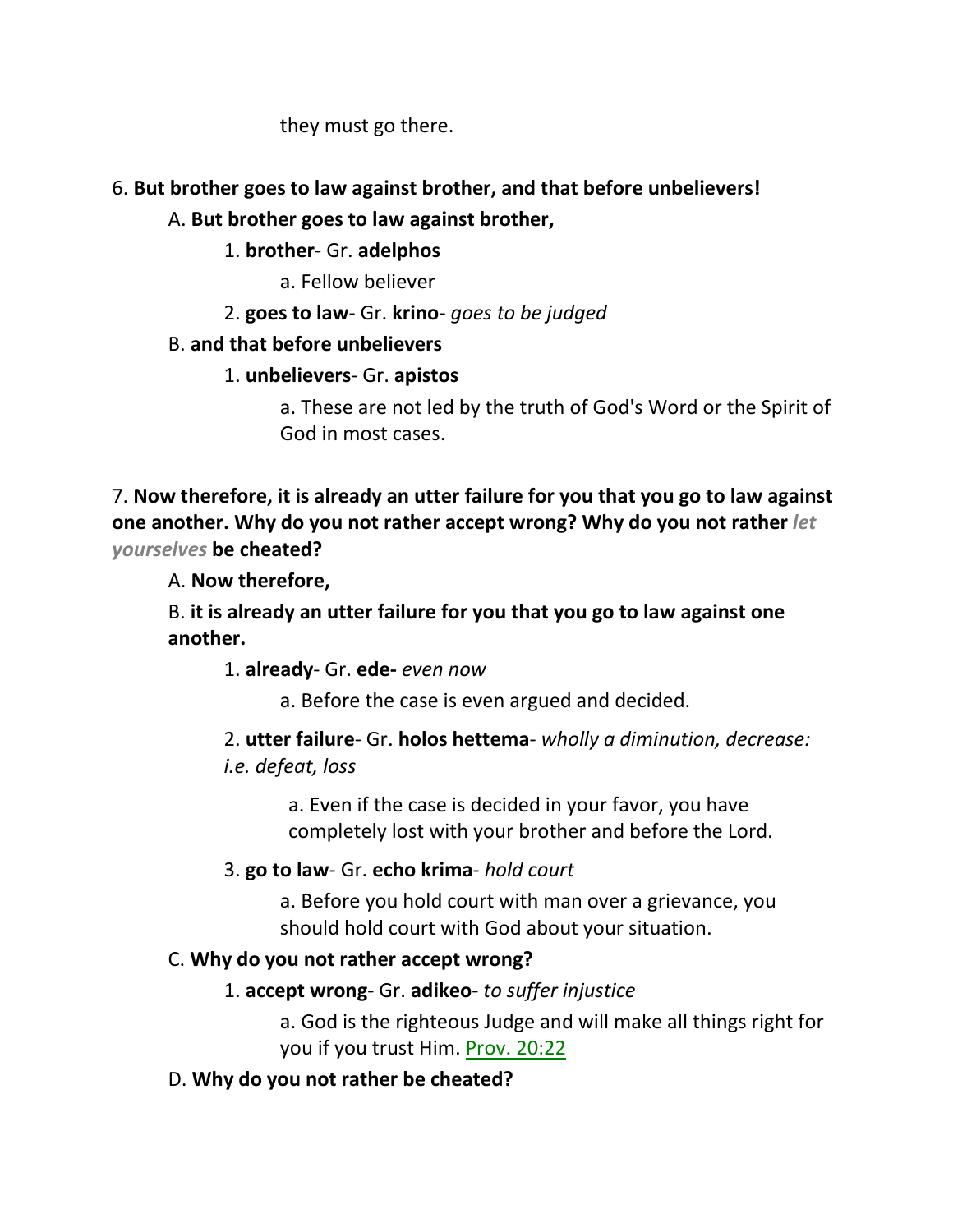they must go there.

6. **But brother goes to law against brother, and that before unbelievers!**

A. **But brother goes to law against brother,**

1. **brother**- Gr. **adelphos**

a. Fellow believer

2. **goes to law**- Gr. **krino**- *goes to be judged*

B. **and that before unbelievers**

1. **unbelievers**- Gr. **apistos**

a. These are not led by the truth of God's Word or the Spirit of God in most cases.

7. **Now therefore, it is already an utter failure for you that you go to law against one another. Why do you not rather accept wrong? Why do you not rather** ***let yourselves*** **be cheated?**

A. **Now therefore,**

B. **it is already an utter failure for you that you go to law against one another.**

1. **already**- Gr. **ede-** *even now*

a. Before the case is even argued and decided.

2. **utter failure**- Gr. **holos hettema**- *wholly a diminution, decrease: i.e. defeat, loss*

a. Even if the case is decided in your favor, you have completely lost with your brother and before the Lord.

3. **go to law**- Gr. **echo krima**- *hold court*

a. Before you hold court with man over a grievance, you should hold court with God about your situation.

C. **Why do you not rather accept wrong?**

1. **accept wrong**- Gr. **adikeo**- *to suffer injustice*

a. God is the righteous Judge and will make all things right for you if you trust Him. Prov. 20:22

D. **Why do you not rather be cheated?**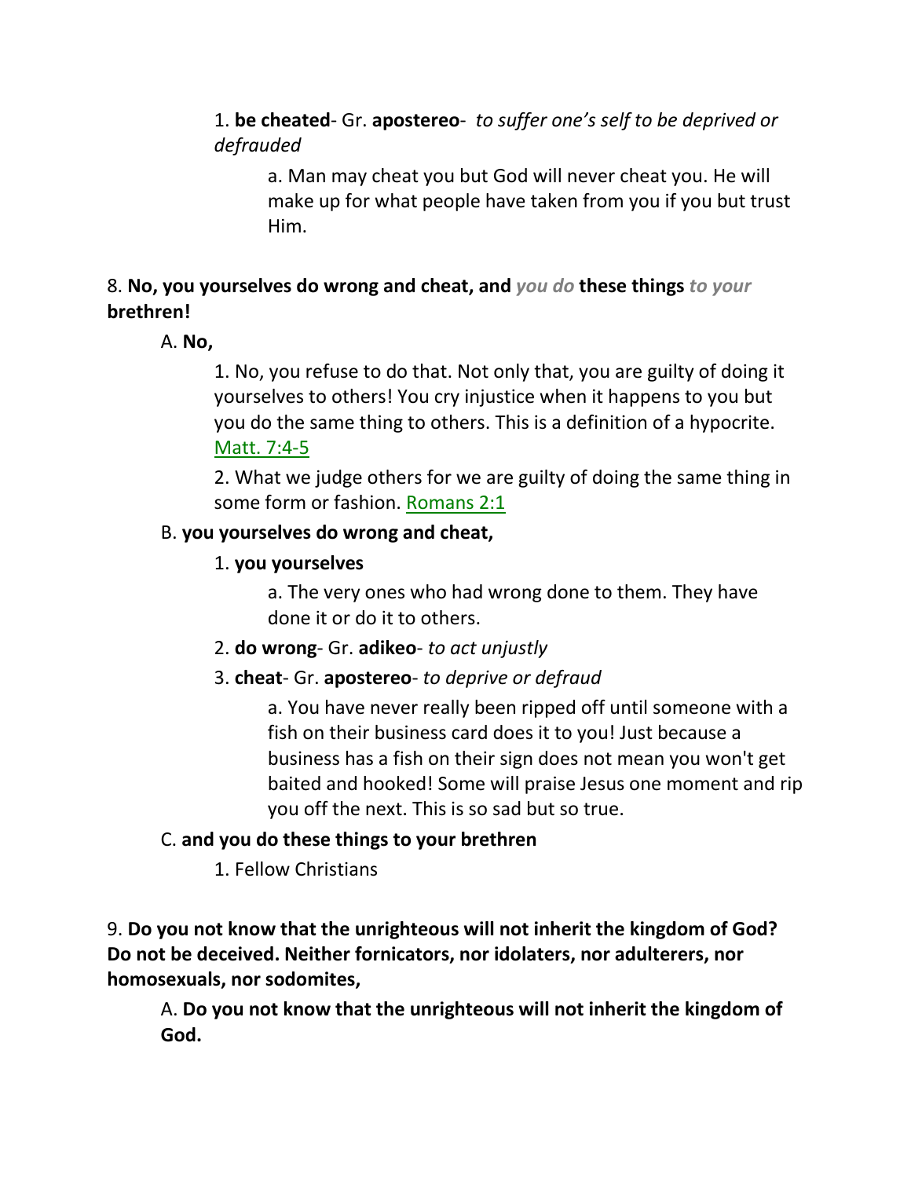1. **be cheated**- Gr. **apostereo**- *to suffer one's self to be deprived or defrauded*

   a. Man may cheat you but God will never cheat you. He will make up for what people have taken from you if you but trust Him.

8. **No, you yourselves do wrong and cheat, and** *you do* **these things** *to your* **brethren!**

A. **No,**

1. No, you refuse to do that. Not only that, you are guilty of doing it yourselves to others! You cry injustice when it happens to you but you do the same thing to others. This is a definition of a hypocrite. Matt. 7:4-5

2. What we judge others for we are guilty of doing the same thing in some form or fashion. Romans 2:1

B. **you yourselves do wrong and cheat,**

1. **you yourselves**

   a. The very ones who had wrong done to them. They have done it or do it to others.

2. **do wrong**- Gr. **adikeo**- *to act unjustly*

3. **cheat**- Gr. **apostereo**- *to deprive or defraud*

   a. You have never really been ripped off until someone with a fish on their business card does it to you! Just because a business has a fish on their sign does not mean you won't get baited and hooked! Some will praise Jesus one moment and rip you off the next. This is so sad but so true.

C. **and you do these things to your brethren**

1. Fellow Christians

9. **Do you not know that the unrighteous will not inherit the kingdom of God? Do not be deceived. Neither fornicators, nor idolaters, nor adulterers, nor homosexuals, nor sodomites,**

A. **Do you not know that the unrighteous will not inherit the kingdom of God.**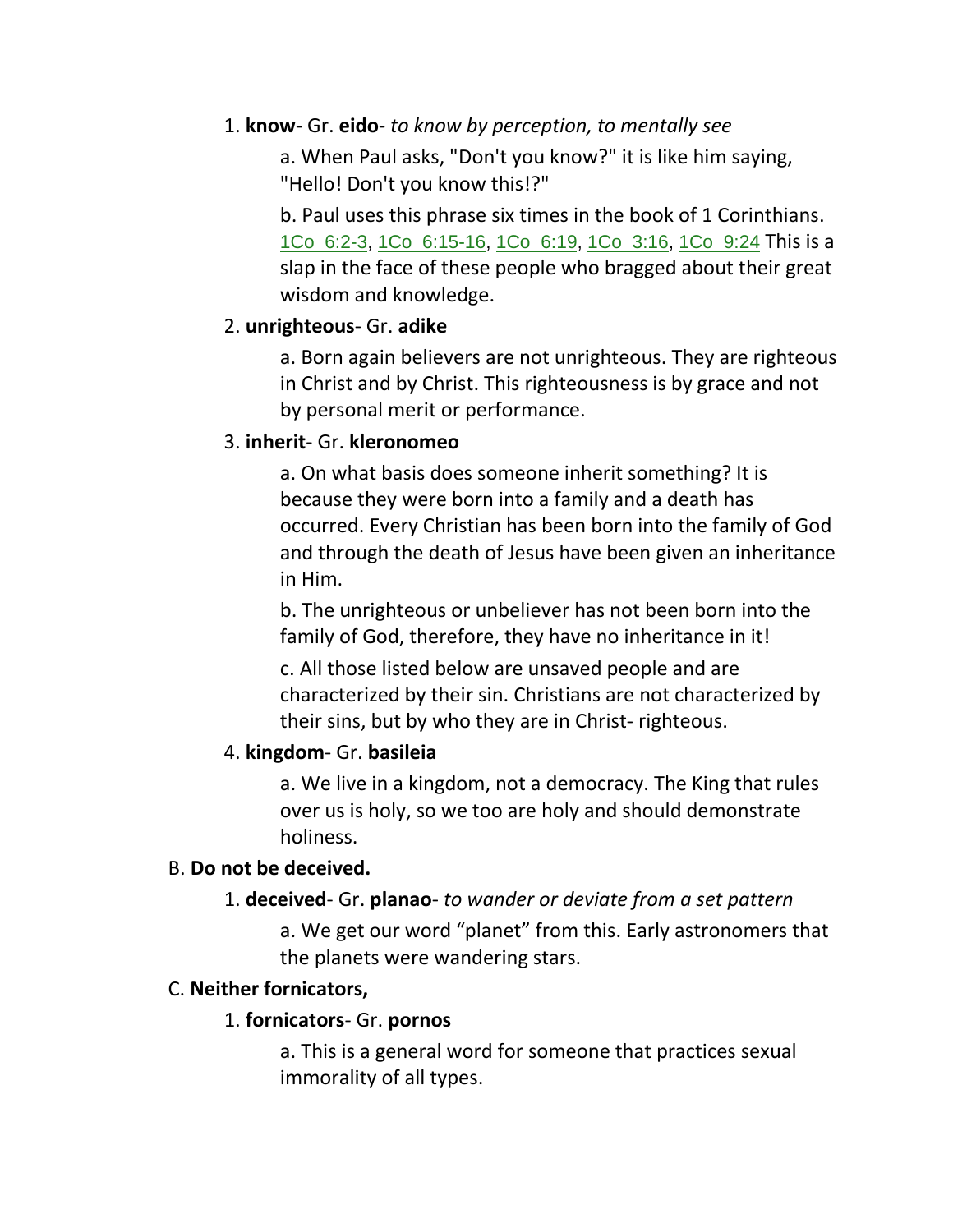1. **know**- Gr. **eido**- *to know by perception, to mentally see*

    a. When Paul asks, "Don't you know?" it is like him saying, "Hello! Don't you know this!?"

    b. Paul uses this phrase six times in the book of 1 Corinthians. 1Co 6:2-3, 1Co 6:15-16, 1Co 6:19, 1Co 3:16, 1Co 9:24 This is a slap in the face of these people who bragged about their great wisdom and knowledge.

2. **unrighteous**- Gr. **adike**

    a. Born again believers are not unrighteous. They are righteous in Christ and by Christ. This righteousness is by grace and not by personal merit or performance.

3. **inherit**- Gr. **kleronomeo**

    a. On what basis does someone inherit something? It is because they were born into a family and a death has occurred. Every Christian has been born into the family of God and through the death of Jesus have been given an inheritance in Him.

    b. The unrighteous or unbeliever has not been born into the family of God, therefore, they have no inheritance in it!

    c. All those listed below are unsaved people and are characterized by their sin. Christians are not characterized by their sins, but by who they are in Christ- righteous.

4. **kingdom**- Gr. **basileia**

    a. We live in a kingdom, not a democracy. The King that rules over us is holy, so we too are holy and should demonstrate holiness.

B. **Do not be deceived.**

1. **deceived**- Gr. **planao**- *to wander or deviate from a set pattern*

    a. We get our word "planet" from this. Early astronomers that the planets were wandering stars.

C. **Neither fornicators,**

1. **fornicators**- Gr. **pornos**

    a. This is a general word for someone that practices sexual immorality of all types.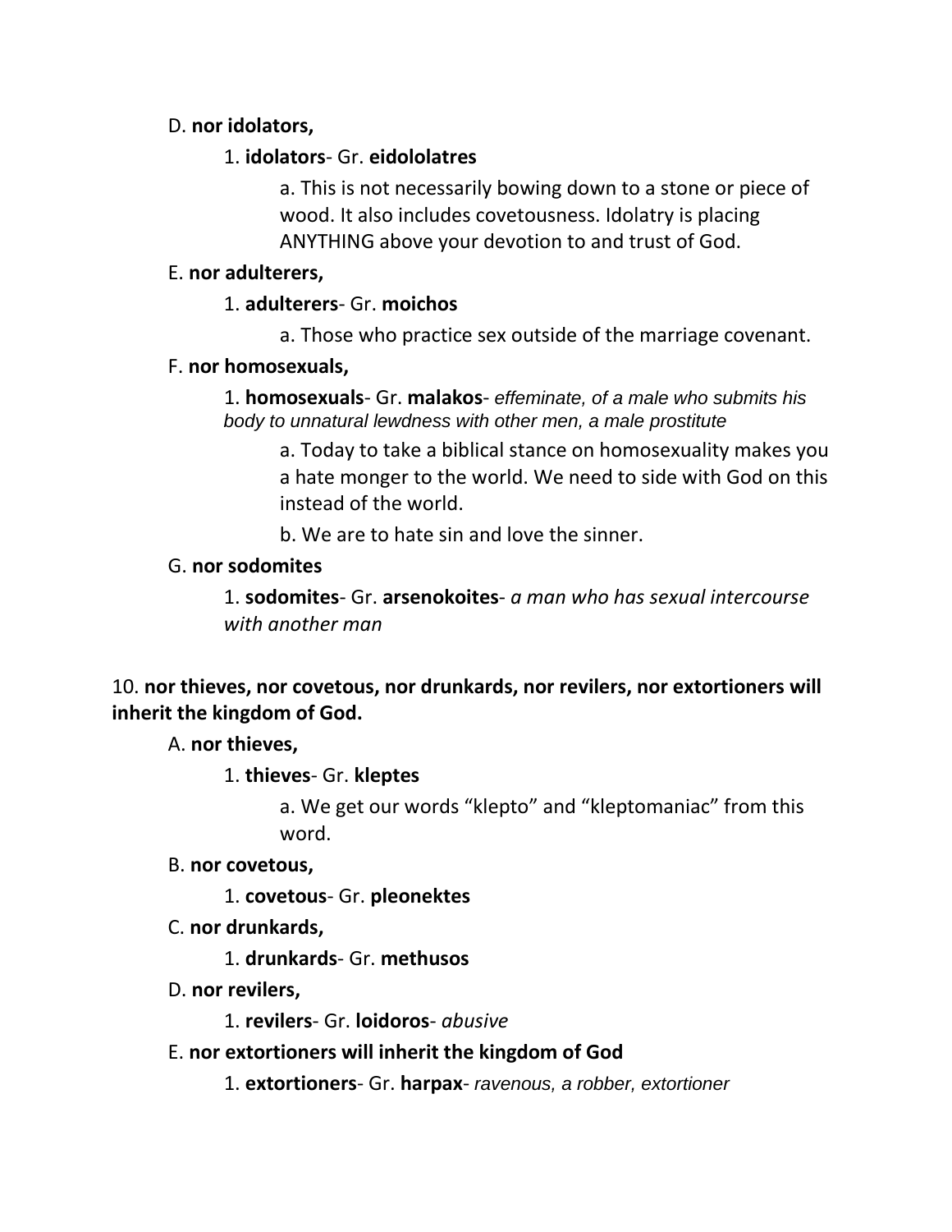D. **nor idolators,**

1. **idolators**- Gr. **eidololatres**

a. This is not necessarily bowing down to a stone or piece of wood. It also includes covetousness. Idolatry is placing ANYTHING above your devotion to and trust of God.

E. **nor adulterers,**

1. **adulterers**- Gr. **moichos**

a. Those who practice sex outside of the marriage covenant.

F. **nor homosexuals,**

1. **homosexuals**- Gr. **malakos**- *effeminate, of a male who submits his body to unnatural lewdness with other men, a male prostitute*

a. Today to take a biblical stance on homosexuality makes you a hate monger to the world. We need to side with God on this instead of the world.

b. We are to hate sin and love the sinner.

G. **nor sodomites**

1. **sodomites**- Gr. **arsenokoites**- *a man who has sexual intercourse with another man*

10. **nor thieves, nor covetous, nor drunkards, nor revilers, nor extortioners will inherit the kingdom of God.**

A. **nor thieves,**

1. **thieves**- Gr. **kleptes**

a. We get our words “klepto” and “kleptomaniac” from this word.

B. **nor covetous,**

1. **covetous**- Gr. **pleonektes**

C. **nor drunkards,**

1. **drunkards**- Gr. **methusos**

D. **nor revilers,**

1. **revilers**- Gr. **loidoros**- *abusive*

E. **nor extortioners will inherit the kingdom of God**

1. **extortioners**- Gr. **harpax**- *ravenous, a robber, extortioner*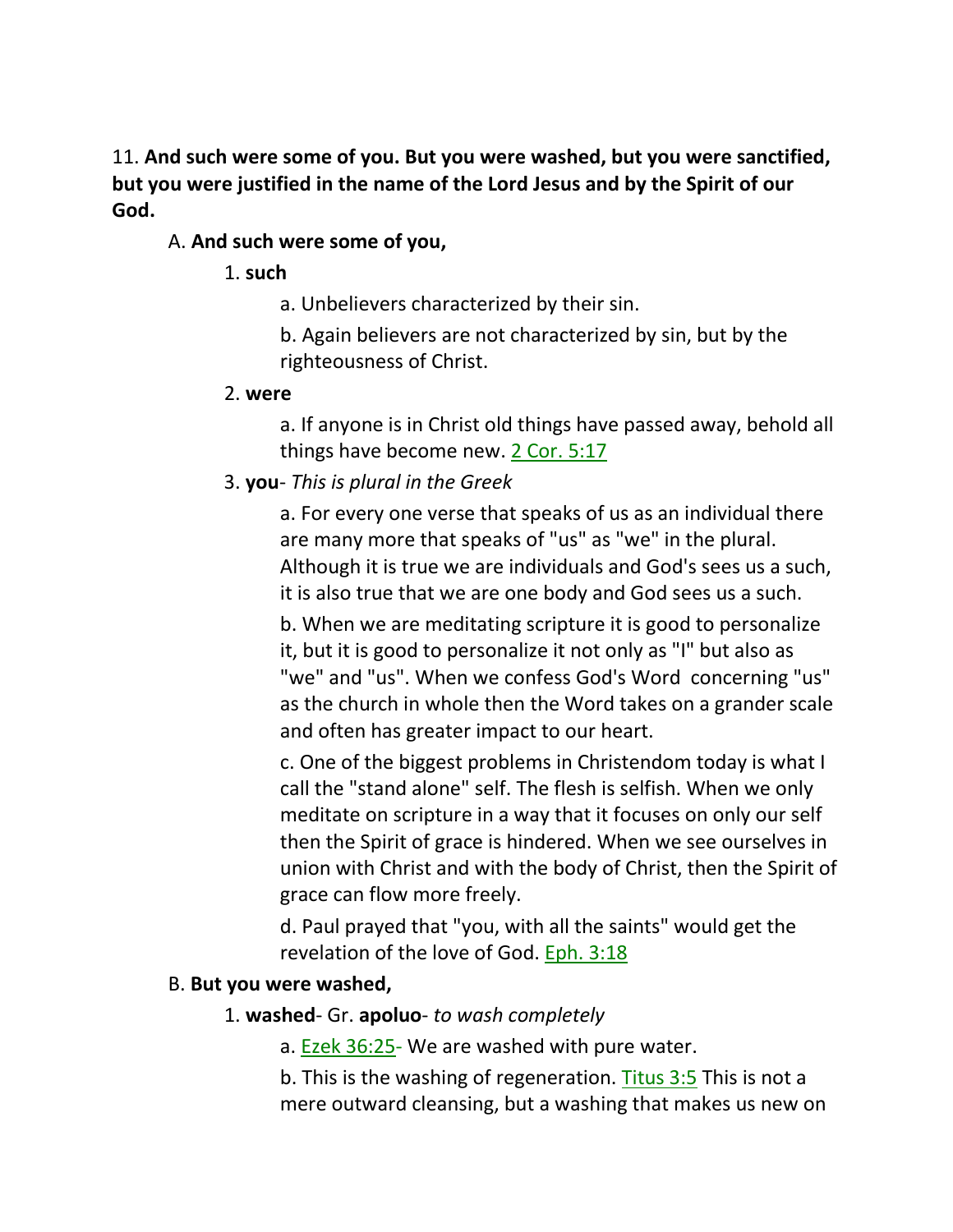11. **And such were some of you. But you were washed, but you were sanctified, but you were justified in the name of the Lord Jesus and by the Spirit of our God.**

A. **And such were some of you,**

1. **such**

a. Unbelievers characterized by their sin.

b. Again believers are not characterized by sin, but by the righteousness of Christ.

2. **were**

a. If anyone is in Christ old things have passed away, behold all things have become new. 2 Cor. 5:17

3. **you**- *This is plural in the Greek*

a. For every one verse that speaks of us as an individual there are many more that speaks of "us" as "we" in the plural. Although it is true we are individuals and God's sees us a such, it is also true that we are one body and God sees us a such.

b. When we are meditating scripture it is good to personalize it, but it is good to personalize it not only as "I" but also as "we" and "us". When we confess God's Word concerning "us" as the church in whole then the Word takes on a grander scale and often has greater impact to our heart.

c. One of the biggest problems in Christendom today is what I call the "stand alone" self. The flesh is selfish. When we only meditate on scripture in a way that it focuses on only our self then the Spirit of grace is hindered. When we see ourselves in union with Christ and with the body of Christ, then the Spirit of grace can flow more freely.

d. Paul prayed that "you, with all the saints" would get the revelation of the love of God. Eph. 3:18

B. **But you were washed,**

1. **washed**- Gr. **apoluo**- *to wash completely*

a. Ezek 36:25- We are washed with pure water.

b. This is the washing of regeneration. Titus 3:5 This is not a mere outward cleansing, but a washing that makes us new on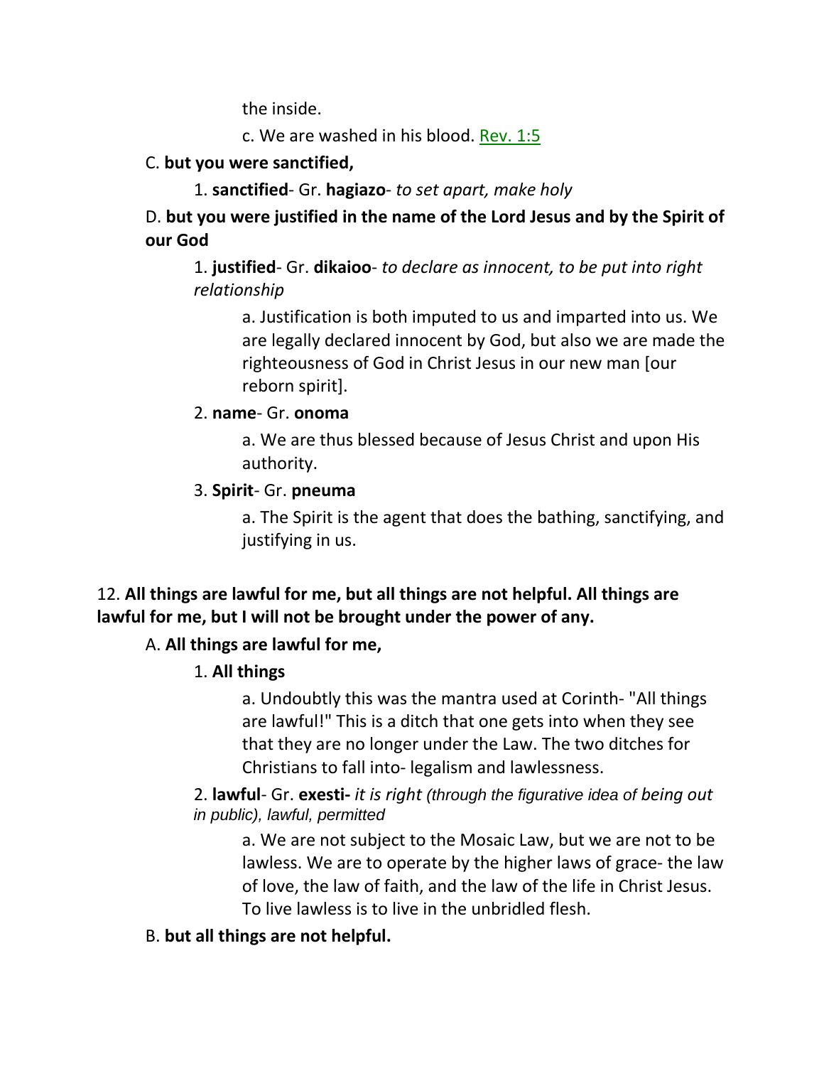the inside.

c. We are washed in his blood. Rev. 1:5

C. **but you were sanctified,**

1. **sanctified**- Gr. **hagiazo**- *to set apart, make holy*

D. **but you were justified in the name of the Lord Jesus and by the Spirit of our God**

1. **justified**- Gr. **dikaioo**- *to declare as innocent, to be put into right relationship*

a. Justification is both imputed to us and imparted into us. We are legally declared innocent by God, but also we are made the righteousness of God in Christ Jesus in our new man [our reborn spirit].

2. **name**- Gr. **onoma**

a. We are thus blessed because of Jesus Christ and upon His authority.

3. **Spirit**- Gr. **pneuma**

a. The Spirit is the agent that does the bathing, sanctifying, and justifying in us.

12. **All things are lawful for me, but all things are not helpful. All things are lawful for me, but I will not be brought under the power of any.**

A. **All things are lawful for me,**

1. **All things**

a. Undoubtly this was the mantra used at Corinth- "All things are lawful!" This is a ditch that one gets into when they see that they are no longer under the Law. The two ditches for Christians to fall into- legalism and lawlessness.

2. **lawful**- Gr. **exesti-** *it is right (through the figurative idea of being out in public), lawful, permitted*

a. We are not subject to the Mosaic Law, but we are not to be lawless. We are to operate by the higher laws of grace- the law of love, the law of faith, and the law of the life in Christ Jesus. To live lawless is to live in the unbridled flesh.

B. **but all things are not helpful.**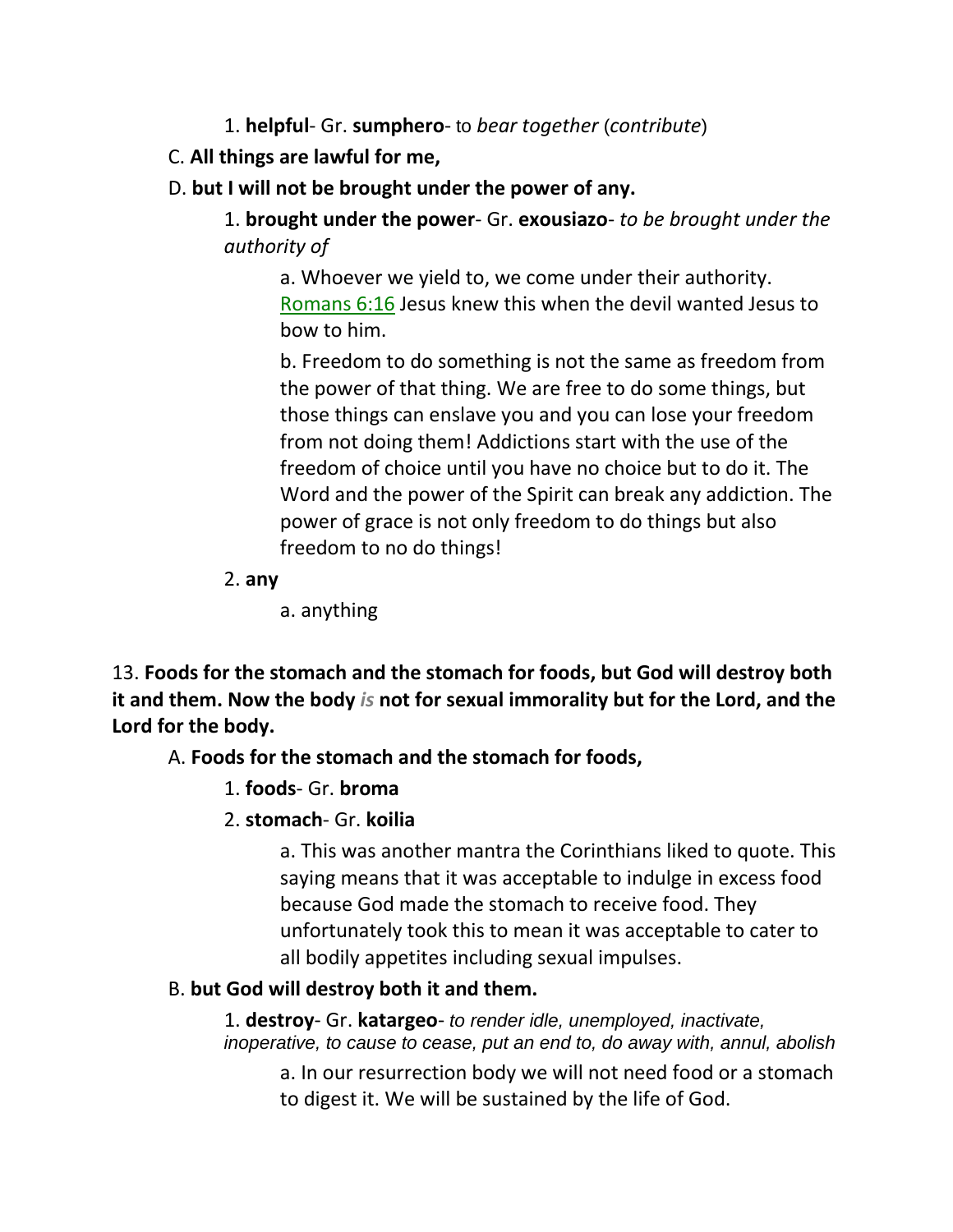1. **helpful**- Gr. **sumphero**- to *bear together* (*contribute*)

C. **All things are lawful for me,**

D. **but I will not be brought under the power of any.**

1. **brought under the power**- Gr. **exousiazo**- *to be brought under the authority of*

a. Whoever we yield to, we come under their authority. Romans 6:16 Jesus knew this when the devil wanted Jesus to bow to him.

b. Freedom to do something is not the same as freedom from the power of that thing. We are free to do some things, but those things can enslave you and you can lose your freedom from not doing them! Addictions start with the use of the freedom of choice until you have no choice but to do it. The Word and the power of the Spirit can break any addiction. The power of grace is not only freedom to do things but also freedom to no do things!

2. **any**

a. anything

13. **Foods for the stomach and the stomach for foods, but God will destroy both it and them. Now the body** ***is*** **not for sexual immorality but for the Lord, and the Lord for the body.**

A. **Foods for the stomach and the stomach for foods,**

1. **foods**- Gr. **broma**

2. **stomach**- Gr. **koilia**

a. This was another mantra the Corinthians liked to quote. This saying means that it was acceptable to indulge in excess food because God made the stomach to receive food. They unfortunately took this to mean it was acceptable to cater to all bodily appetites including sexual impulses.

B. **but God will destroy both it and them.**

1. **destroy**- Gr. **katargeo**- *to render idle, unemployed, inactivate, inoperative, to cause to cease, put an end to, do away with, annul, abolish*

a. In our resurrection body we will not need food or a stomach to digest it. We will be sustained by the life of God.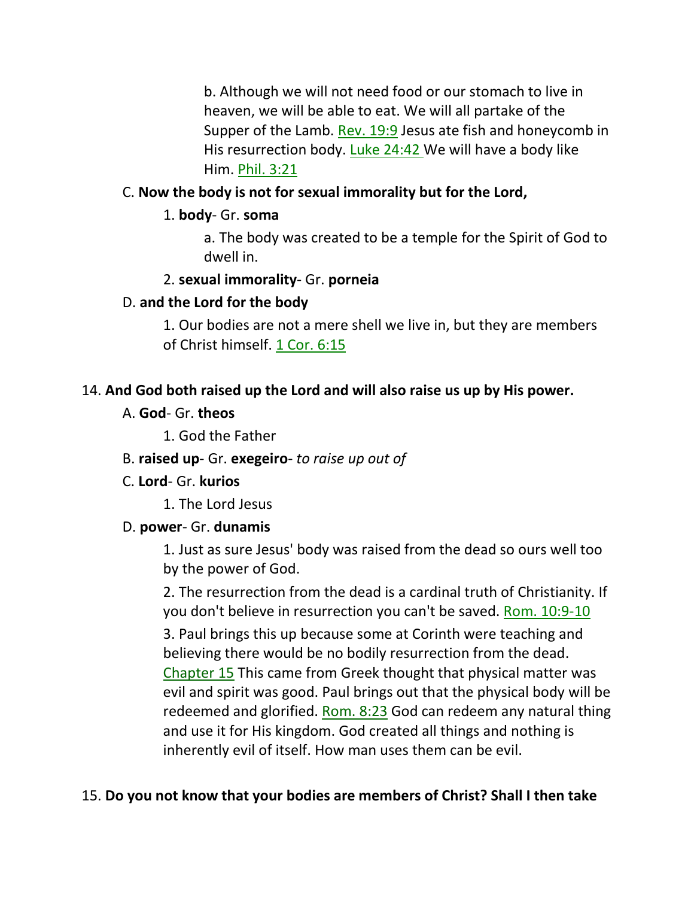b. Although we will not need food or our stomach to live in heaven, we will be able to eat. We will all partake of the Supper of the Lamb. Rev. 19:9 Jesus ate fish and honeycomb in His resurrection body. Luke 24:42 We will have a body like Him. Phil. 3:21

C. **Now the body is not for sexual immorality but for the Lord,**

1. **body**- Gr. **soma**

a. The body was created to be a temple for the Spirit of God to dwell in.

2. **sexual immorality**- Gr. **porneia**

D. **and the Lord for the body**

1. Our bodies are not a mere shell we live in, but they are members of Christ himself. 1 Cor. 6:15

14. **And God both raised up the Lord and will also raise us up by His power.**

A. **God**- Gr. **theos**

1. God the Father

B. **raised up**- Gr. **exegeiro**- *to raise up out of*

C. **Lord**- Gr. **kurios**

1. The Lord Jesus

D. **power**- Gr. **dunamis**

1. Just as sure Jesus' body was raised from the dead so ours well too by the power of God.

2. The resurrection from the dead is a cardinal truth of Christianity. If you don't believe in resurrection you can't be saved. Rom. 10:9-10

3. Paul brings this up because some at Corinth were teaching and believing there would be no bodily resurrection from the dead. Chapter 15 This came from Greek thought that physical matter was evil and spirit was good. Paul brings out that the physical body will be redeemed and glorified. Rom. 8:23 God can redeem any natural thing and use it for His kingdom. God created all things and nothing is inherently evil of itself. How man uses them can be evil.

15. **Do you not know that your bodies are members of Christ? Shall I then take**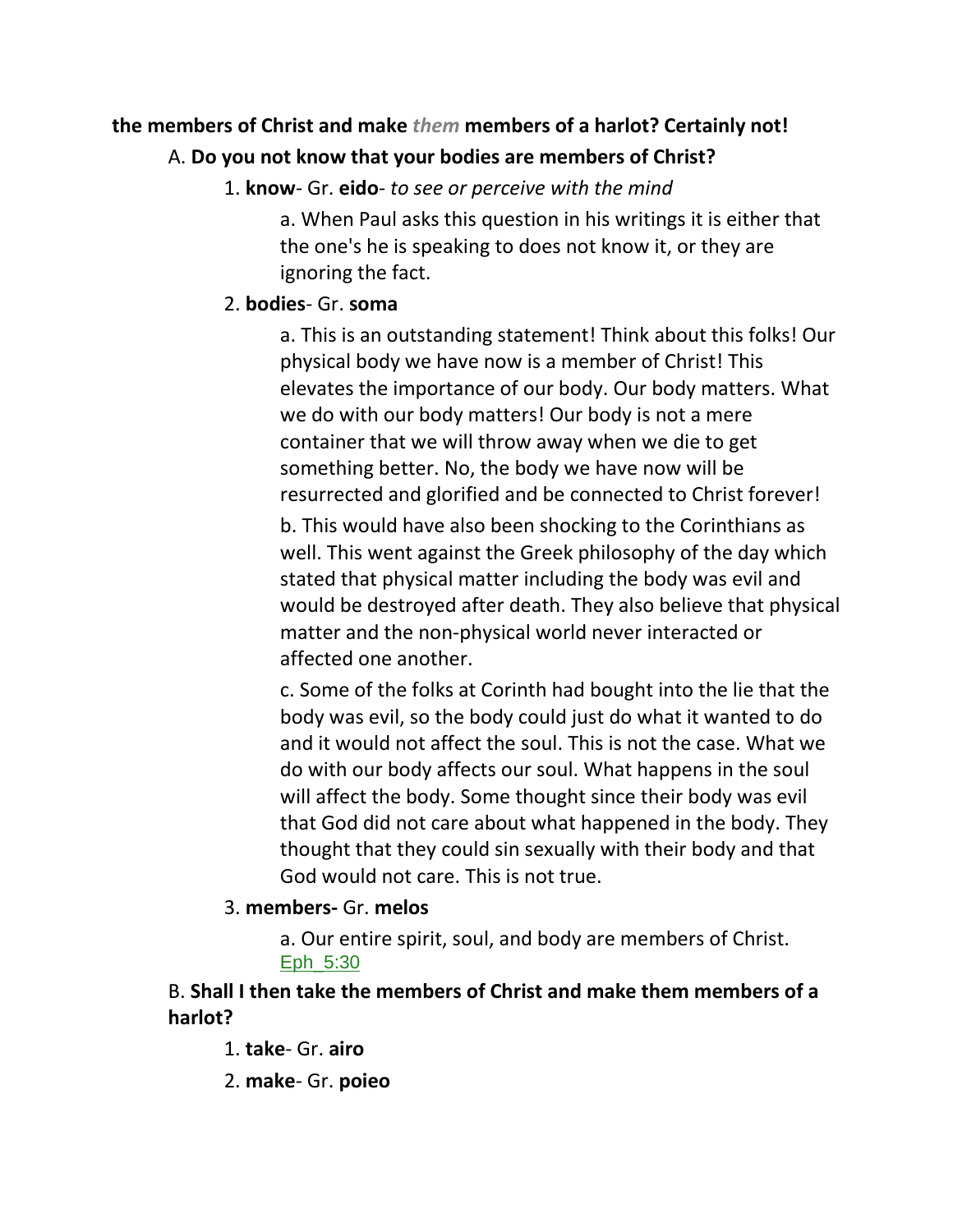**the members of Christ and make *them* members of a harlot? Certainly not!**

A. **Do you not know that your bodies are members of Christ?**

1. **know**- Gr. **eido**- *to see or perceive with the mind*

   a. When Paul asks this question in his writings it is either that the one's he is speaking to does not know it, or they are ignoring the fact.

2. **bodies**- Gr. **soma**

   a. This is an outstanding statement! Think about this folks! Our physical body we have now is a member of Christ! This elevates the importance of our body. Our body matters. What we do with our body matters! Our body is not a mere container that we will throw away when we die to get something better. No, the body we have now will be resurrected and glorified and be connected to Christ forever!

   b. This would have also been shocking to the Corinthians as well. This went against the Greek philosophy of the day which stated that physical matter including the body was evil and would be destroyed after death. They also believe that physical matter and the non-physical world never interacted or affected one another.

   c. Some of the folks at Corinth had bought into the lie that the body was evil, so the body could just do what it wanted to do and it would not affect the soul. This is not the case. What we do with our body affects our soul. What happens in the soul will affect the body. Some thought since their body was evil that God did not care about what happened in the body. They thought that they could sin sexually with their body and that God would not care. This is not true.

3. **members-** Gr. **melos**

   a. Our entire spirit, soul, and body are members of Christ. Eph_5:30

B. **Shall I then take the members of Christ and make them members of a harlot?**

1. **take**- Gr. **airo**
2. **make**- Gr. **poieo**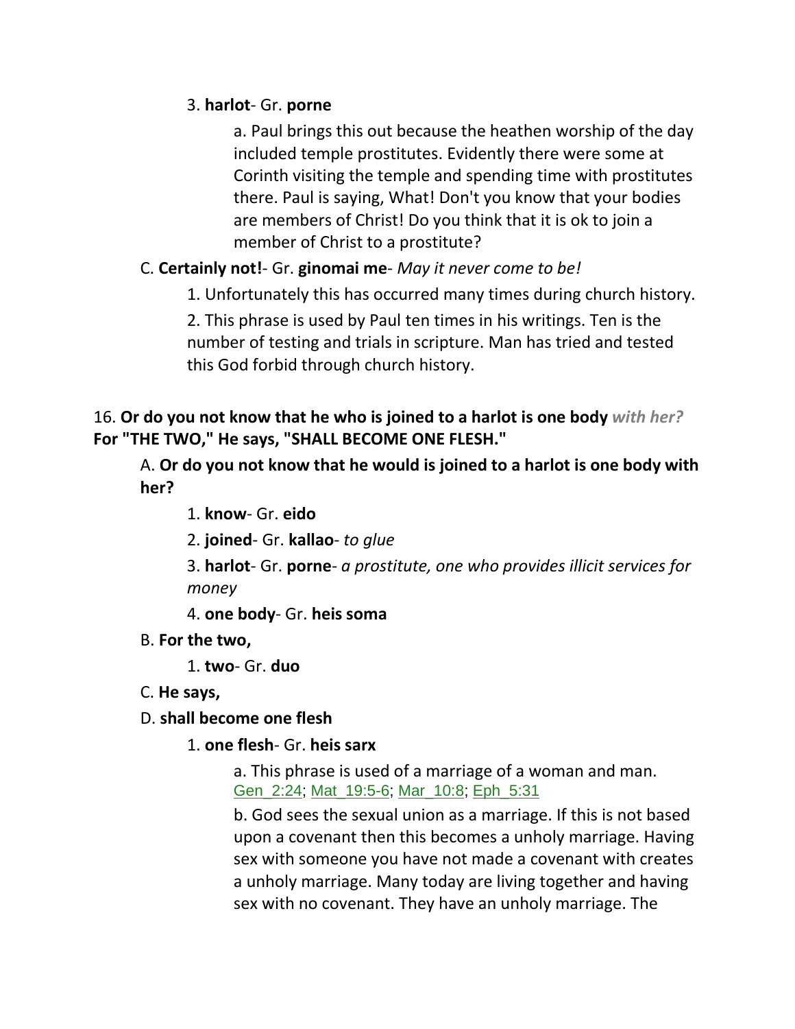3. **harlot**- Gr. **porne**

a. Paul brings this out because the heathen worship of the day included temple prostitutes. Evidently there were some at Corinth visiting the temple and spending time with prostitutes there. Paul is saying, What! Don't you know that your bodies are members of Christ! Do you think that it is ok to join a member of Christ to a prostitute?

C. **Certainly not!**- Gr. **ginomai me**- *May it never come to be!*

1. Unfortunately this has occurred many times during church history.

2. This phrase is used by Paul ten times in his writings. Ten is the number of testing and trials in scripture. Man has tried and tested this God forbid through church history.

16. **Or do you not know that he who is joined to a harlot is one body** ***with her?*** **For "THE TWO," He says, "SHALL BECOME ONE FLESH."**

A. **Or do you not know that he would is joined to a harlot is one body with her?**

1. **know**- Gr. **eido**

2. **joined**- Gr. **kallao**- *to glue*

3. **harlot**- Gr. **porne**- *a prostitute, one who provides illicit services for money*

4. **one body**- Gr. **heis soma**

B. **For the two,**

1. **two**- Gr. **duo**

C. **He says,**

D. **shall become one flesh**

1. **one flesh**- Gr. **heis sarx**

a. This phrase is used of a marriage of a woman and man. Gen_2:24; Mat_19:5-6; Mar_10:8; Eph_5:31

b. God sees the sexual union as a marriage. If this is not based upon a covenant then this becomes a unholy marriage. Having sex with someone you have not made a covenant with creates a unholy marriage. Many today are living together and having sex with no covenant. They have an unholy marriage. The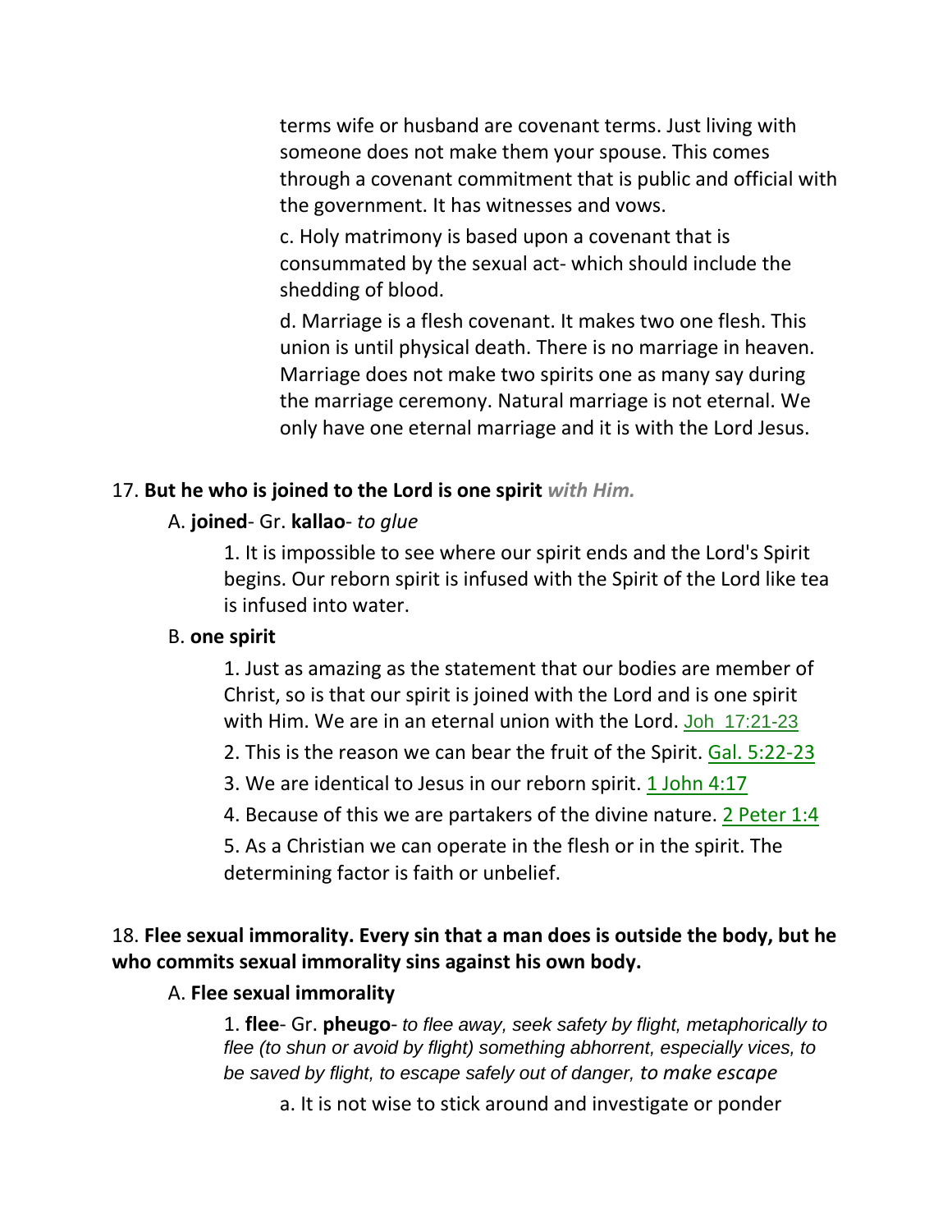terms wife or husband are covenant terms. Just living with someone does not make them your spouse. This comes through a covenant commitment that is public and official with the government. It has witnesses and vows.

c. Holy matrimony is based upon a covenant that is consummated by the sexual act- which should include the shedding of blood.

d. Marriage is a flesh covenant. It makes two one flesh. This union is until physical death. There is no marriage in heaven. Marriage does not make two spirits one as many say during the marriage ceremony. Natural marriage is not eternal. We only have one eternal marriage and it is with the Lord Jesus.

17. **But he who is joined to the Lord is one spirit** ***with Him.***

A. **joined**- Gr. **kallao**- *to glue*

1. It is impossible to see where our spirit ends and the Lord's Spirit begins. Our reborn spirit is infused with the Spirit of the Lord like tea is infused into water.

B. **one spirit**

1. Just as amazing as the statement that our bodies are member of Christ, so is that our spirit is joined with the Lord and is one spirit with Him. We are in an eternal union with the Lord. Joh 17:21-23

2. This is the reason we can bear the fruit of the Spirit. Gal. 5:22-23

3. We are identical to Jesus in our reborn spirit. 1 John 4:17

4. Because of this we are partakers of the divine nature. 2 Peter 1:4

5. As a Christian we can operate in the flesh or in the spirit. The determining factor is faith or unbelief.

18. **Flee sexual immorality. Every sin that a man does is outside the body, but he who commits sexual immorality sins against his own body.**

A. **Flee sexual immorality**

1. **flee**- Gr. **pheugo**- *to flee away, seek safety by flight, metaphorically to flee (to shun or avoid by flight) something abhorrent, especially vices, to be saved by flight, to escape safely out of danger, to make escape*

a. It is not wise to stick around and investigate or ponder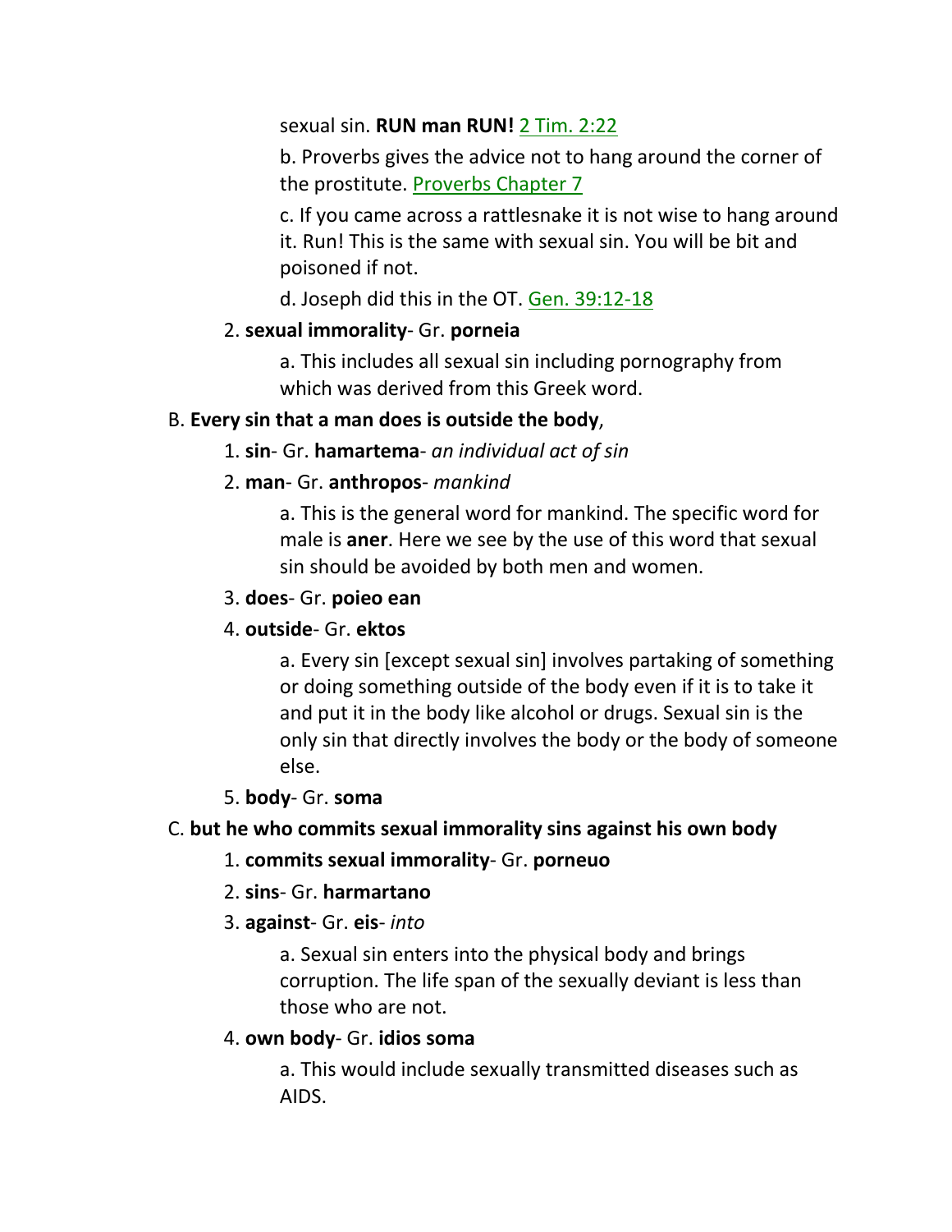sexual sin. **RUN man RUN!** 2 Tim. 2:22

b. Proverbs gives the advice not to hang around the corner of the prostitute. Proverbs Chapter 7

c. If you came across a rattlesnake it is not wise to hang around it. Run! This is the same with sexual sin. You will be bit and poisoned if not.

d. Joseph did this in the OT. Gen. 39:12-18

2. **sexual immorality**- Gr. **porneia**

a. This includes all sexual sin including pornography from which was derived from this Greek word.

B. **Every sin that a man does is outside the body**,

1. **sin**- Gr. **hamartema**- *an individual act of sin*

2. **man**- Gr. **anthropos**- *mankind*

a. This is the general word for mankind. The specific word for male is **aner**. Here we see by the use of this word that sexual sin should be avoided by both men and women.

3. **does**- Gr. **poieo ean**

4. **outside**- Gr. **ektos**

a. Every sin [except sexual sin] involves partaking of something or doing something outside of the body even if it is to take it and put it in the body like alcohol or drugs. Sexual sin is the only sin that directly involves the body or the body of someone else.

5. **body**- Gr. **soma**

C. **but he who commits sexual immorality sins against his own body**

1. **commits sexual immorality**- Gr. **porneuo**

2. **sins**- Gr. **harmartano**

3. **against**- Gr. **eis**- *into*

a. Sexual sin enters into the physical body and brings corruption. The life span of the sexually deviant is less than those who are not.

4. **own body**- Gr. **idios soma**

a. This would include sexually transmitted diseases such as AIDS.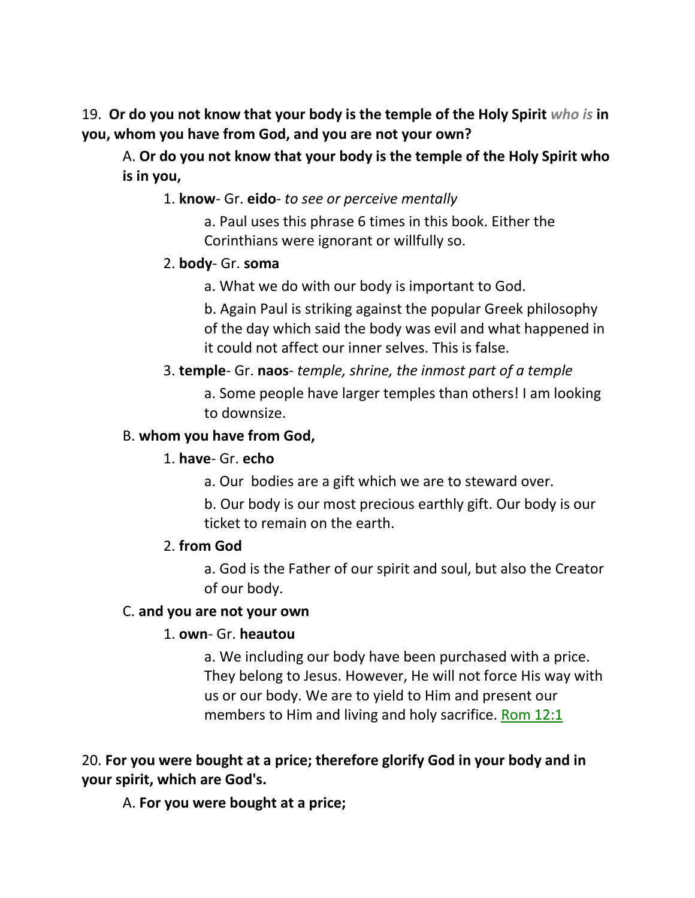19. **Or do you not know that your body is the temple of the Holy Spirit** ***who is*** **in you, whom you have from God, and you are not your own?**

A. **Or do you not know that your body is the temple of the Holy Spirit who is in you,**

1. **know**- Gr. **eido**- *to see or perceive mentally*

a. Paul uses this phrase 6 times in this book. Either the Corinthians were ignorant or willfully so.

2. **body**- Gr. **soma**

a. What we do with our body is important to God.

b. Again Paul is striking against the popular Greek philosophy of the day which said the body was evil and what happened in it could not affect our inner selves. This is false.

3. **temple**- Gr. **naos**- *temple, shrine, the inmost part of a temple*

a. Some people have larger temples than others! I am looking to downsize.

B. **whom you have from God,**

1. **have**- Gr. **echo**

a. Our bodies are a gift which we are to steward over.

b. Our body is our most precious earthly gift. Our body is our ticket to remain on the earth.

2. **from God**

a. God is the Father of our spirit and soul, but also the Creator of our body.

C. **and you are not your own**

1. **own**- Gr. **heautou**

a. We including our body have been purchased with a price. They belong to Jesus. However, He will not force His way with us or our body. We are to yield to Him and present our members to Him and living and holy sacrifice. Rom 12:1

20. **For you were bought at a price; therefore glorify God in your body and in your spirit, which are God's.**

A. **For you were bought at a price;**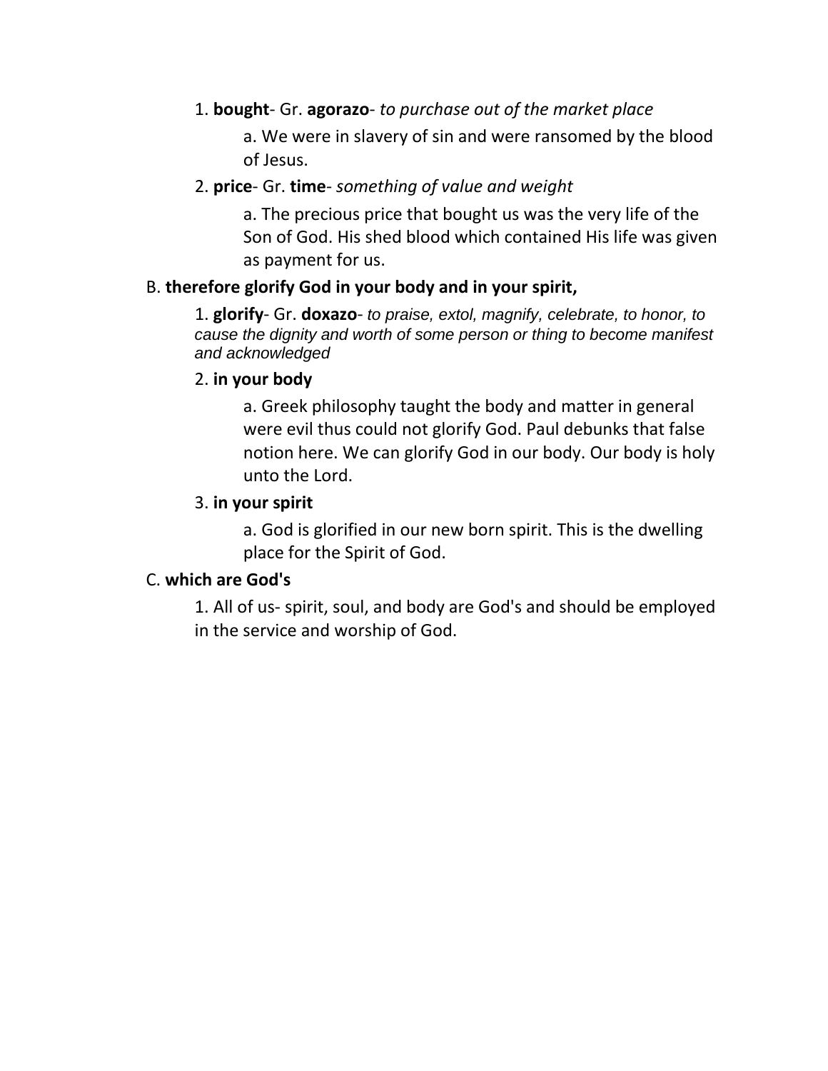1. **bought**- Gr. **agorazo**- *to purchase out of the market place*

    a. We were in slavery of sin and were ransomed by the blood of Jesus.

2. **price**- Gr. **time**- *something of value and weight*

    a. The precious price that bought us was the very life of the Son of God. His shed blood which contained His life was given as payment for us.

B. **therefore glorify God in your body and in your spirit,**

1. **glorify**- Gr. **doxazo**- *to praise, extol, magnify, celebrate, to honor, to cause the dignity and worth of some person or thing to become manifest and acknowledged*

2. **in your body**

    a. Greek philosophy taught the body and matter in general were evil thus could not glorify God. Paul debunks that false notion here. We can glorify God in our body. Our body is holy unto the Lord.

3. **in your spirit**

    a. God is glorified in our new born spirit. This is the dwelling place for the Spirit of God.

C. **which are God's**

1. All of us- spirit, soul, and body are God's and should be employed in the service and worship of God.